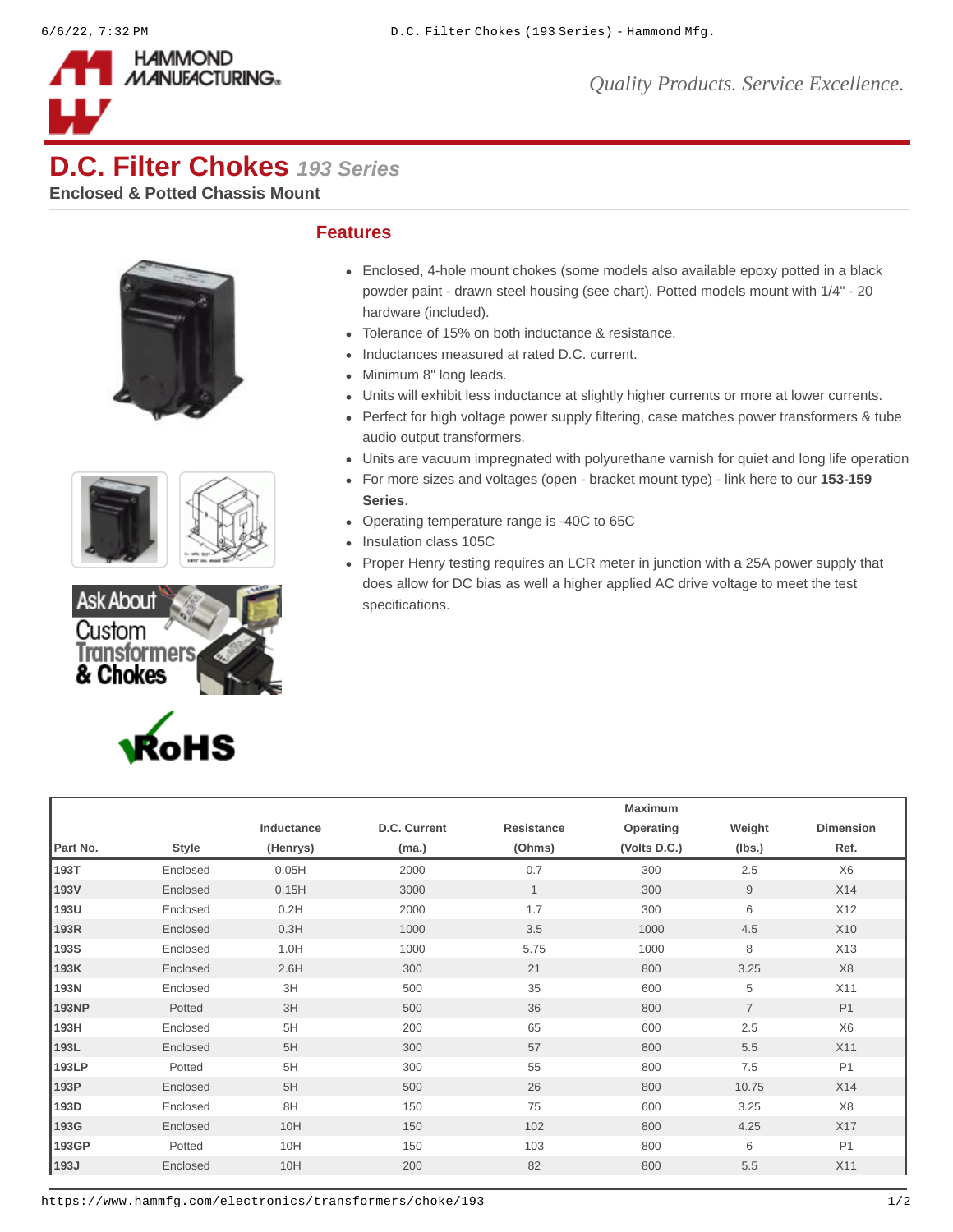# D.C. Filter Chokes *193 Series*

**Enclosed & Potted Chassis Mount**

## Features

- Enclosed, 4-hole mount chokes (some models also available epoxy potted in a black powder paint - drawn steel housing (see chart). Potted models mount with 1/4" - 20 hardware (included).
- Tolerance of 15% on both inductance & resistance.
- Inductances measured at rated D.C. current.
- Minimum 8" long leads.
- Units will exhibit less inductance at slightly higher currents or more at lower currents.
- Perfect for high voltage power supply filtering, case matches power transformers & tube audio output transformers.
- Units are vacuum impregnated with polyurethane varnish for quiet and long life operation
- For more sizes and voltages (open - bracket mount type) - link here to our **153-159 Series**.
- Operating temperature range is -40C to 65C
- Insulation class 105C
- Proper Henry testing requires an LCR meter in junction with a 25A power supply that does allow for DC bias as well a higher applied AC drive voltage to meet the test specifications.

| Part No. | Style | Inductance (Henrys) | D.C. Current (ma.) | Resistance (Ohms) | Maximum Operating (Volts D.C.) | Weight (lbs.) | Dimension Ref. |
|---|---|---|---|---|---|---|---|
| **193T** | Enclosed | 0.05H | 2000 | 0.7 | 300 | 2.5 | X6 |
| **193V** | Enclosed | 0.15H | 3000 | 1 | 300 | 9 | X14 |
| **193U** | Enclosed | 0.2H | 2000 | 1.7 | 300 | 6 | X12 |
| **193R** | Enclosed | 0.3H | 1000 | 3.5 | 1000 | 4.5 | X10 |
| **193S** | Enclosed | 1.0H | 1000 | 5.75 | 1000 | 8 | X13 |
| **193K** | Enclosed | 2.6H | 300 | 21 | 800 | 3.25 | X8 |
| **193N** | Enclosed | 3H | 500 | 35 | 600 | 5 | X11 |
| **193NP** | Potted | 3H | 500 | 36 | 800 | 7 | P1 |
| **193H** | Enclosed | 5H | 200 | 65 | 600 | 2.5 | X6 |
| **193L** | Enclosed | 5H | 300 | 57 | 800 | 5.5 | X11 |
| **193LP** | Potted | 5H | 300 | 55 | 800 | 7.5 | P1 |
| **193P** | Enclosed | 5H | 500 | 26 | 800 | 10.75 | X14 |
| **193D** | Enclosed | 8H | 150 | 75 | 600 | 3.25 | X8 |
| **193G** | Enclosed | 10H | 150 | 102 | 800 | 4.25 | X17 |
| **193GP** | Potted | 10H | 150 | 103 | 800 | 6 | P1 |
| **193J** | Enclosed | 10H | 200 | 82 | 800 | 5.5 | X11 |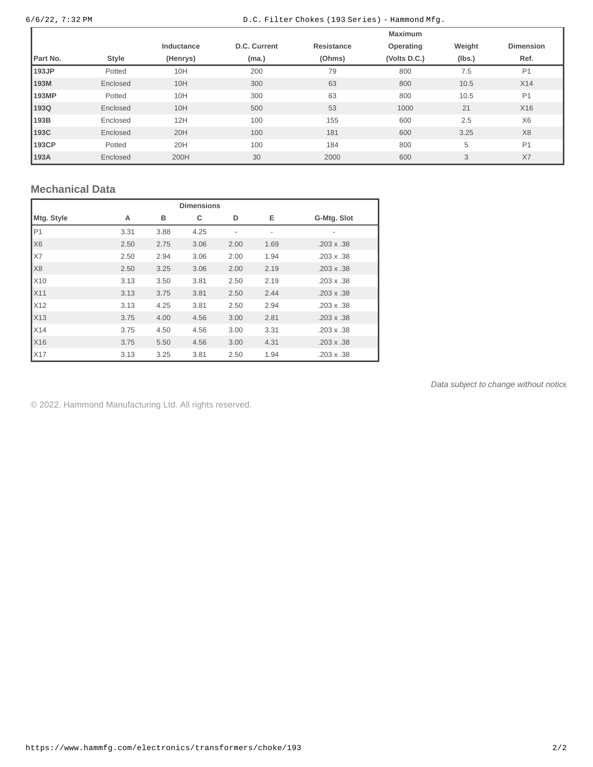| Part No. | Style | Inductance (Henrys) | D.C. Current (ma.) | Resistance (Ohms) | Maximum Operating (Volts D.C.) | Weight (lbs.) | Dimension Ref. |
|---|---|---|---|---|---|---|---|
| **193JP** | Potted | 10H | 200 | 79 | 800 | 7.5 | P1 |
| **193M** | Enclosed | 10H | 300 | 63 | 800 | 10.5 | X14 |
| **193MP** | Potted | 10H | 300 | 63 | 800 | 10.5 | P1 |
| **193Q** | Enclosed | 10H | 500 | 53 | 1000 | 21 | X16 |
| **193B** | Enclosed | 12H | 100 | 155 | 600 | 2.5 | X6 |
| **193C** | Enclosed | 20H | 100 | 181 | 600 | 3.25 | X8 |
| **193CP** | Potted | 20H | 100 | 184 | 800 | 5 | P1 |
| **193A** | Enclosed | 200H | 30 | 2000 | 600 | 3 | X7 |

## Mechanical Data

| | Dimensions | | | | | |
|---|---|---|---|---|---|---|
| Mtg. Style | A | B | C | D | E | G-Mtg. Slot |
| P1 | 3.31 | 3.88 | 4.25 | - | - | - |
| X6 | 2.50 | 2.75 | 3.06 | 2.00 | 1.69 | .203 x .38 |
| X7 | 2.50 | 2.94 | 3.06 | 2.00 | 1.94 | .203 x .38 |
| X8 | 2.50 | 3.25 | 3.06 | 2.00 | 2.19 | .203 x .38 |
| X10 | 3.13 | 3.50 | 3.81 | 2.50 | 2.19 | .203 x .38 |
| X11 | 3.13 | 3.75 | 3.81 | 2.50 | 2.44 | .203 x .38 |
| X12 | 3.13 | 4.25 | 3.81 | 2.50 | 2.94 | .203 x .38 |
| X13 | 3.75 | 4.00 | 4.56 | 3.00 | 2.81 | .203 x .38 |
| X14 | 3.75 | 4.50 | 4.56 | 3.00 | 3.31 | .203 x .38 |
| X16 | 3.75 | 5.50 | 4.56 | 3.00 | 4.31 | .203 x .38 |
| X17 | 3.13 | 3.25 | 3.81 | 2.50 | 1.94 | .203 x .38 |

*Data subject to change without notice*

© 2022. Hammond Manufacturing Ltd. All rights reserved.